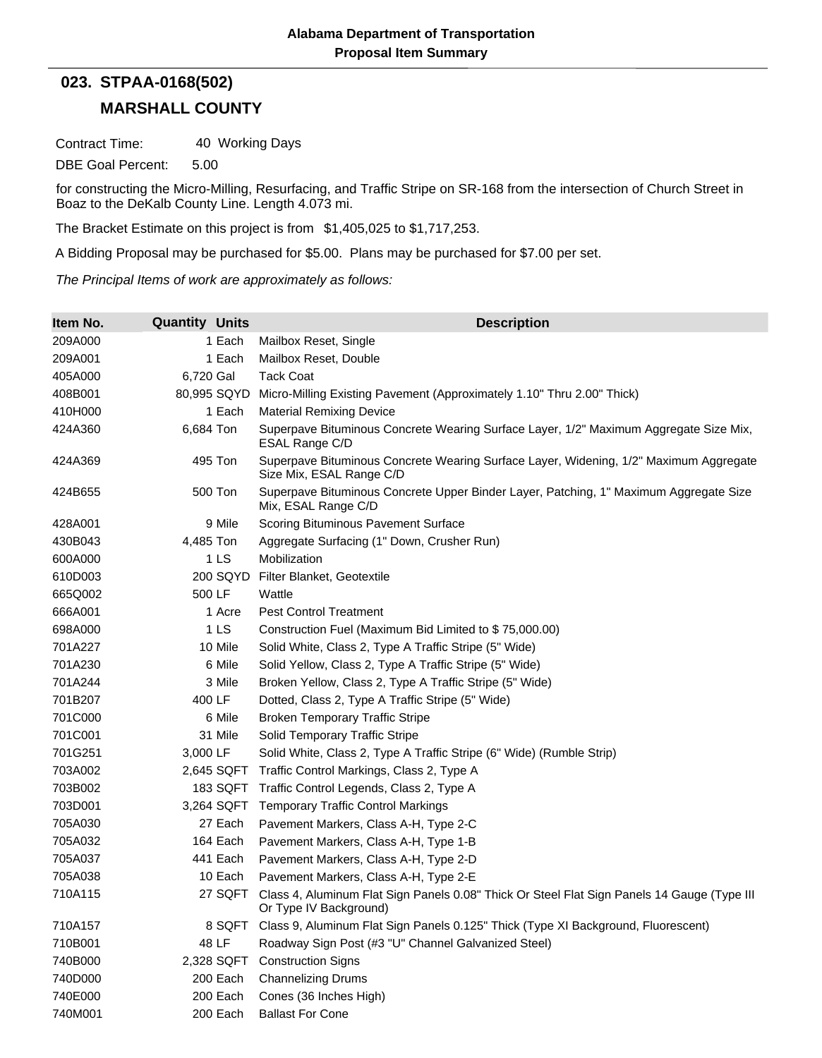**Alabama Department of Transportation**
**Proposal Item Summary**

## 023. STPAA-0168(502)

## MARSHALL COUNTY

Contract Time: 40 Working Days

DBE Goal Percent: 5.00

for constructing the Micro-Milling, Resurfacing, and Traffic Stripe on SR-168 from the intersection of Church Street in Boaz to the DeKalb County Line. Length 4.073 mi.

The Bracket Estimate on this project is from $1,405,025 to $1,717,253.

A Bidding Proposal may be purchased for $5.00. Plans may be purchased for $7.00 per set.

*The Principal Items of work are approximately as follows:*

| Item No. | Quantity | Units | Description |
|---|---|---|---|
| 209A000 | 1 | Each | Mailbox Reset, Single |
| 209A001 | 1 | Each | Mailbox Reset, Double |
| 405A000 | 6,720 | Gal | Tack Coat |
| 408B001 | 80,995 | SQYD | Micro-Milling Existing Pavement (Approximately 1.10" Thru 2.00" Thick) |
| 410H000 | 1 | Each | Material Remixing Device |
| 424A360 | 6,684 | Ton | Superpave Bituminous Concrete Wearing Surface Layer, 1/2" Maximum Aggregate Size Mix, ESAL Range C/D |
| 424A369 | 495 | Ton | Superpave Bituminous Concrete Wearing Surface Layer, Widening, 1/2" Maximum Aggregate Size Mix, ESAL Range C/D |
| 424B655 | 500 | Ton | Superpave Bituminous Concrete Upper Binder Layer, Patching, 1" Maximum Aggregate Size Mix, ESAL Range C/D |
| 428A001 | 9 | Mile | Scoring Bituminous Pavement Surface |
| 430B043 | 4,485 | Ton | Aggregate Surfacing (1" Down, Crusher Run) |
| 600A000 | 1 | LS | Mobilization |
| 610D003 | 200 | SQYD | Filter Blanket, Geotextile |
| 665Q002 | 500 | LF | Wattle |
| 666A001 | 1 | Acre | Pest Control Treatment |
| 698A000 | 1 | LS | Construction Fuel (Maximum Bid Limited to $ 75,000.00) |
| 701A227 | 10 | Mile | Solid White, Class 2, Type A Traffic Stripe (5" Wide) |
| 701A230 | 6 | Mile | Solid Yellow, Class 2, Type A Traffic Stripe (5" Wide) |
| 701A244 | 3 | Mile | Broken Yellow, Class 2, Type A Traffic Stripe (5" Wide) |
| 701B207 | 400 | LF | Dotted, Class 2, Type A Traffic Stripe (5" Wide) |
| 701C000 | 6 | Mile | Broken Temporary Traffic Stripe |
| 701C001 | 31 | Mile | Solid Temporary Traffic Stripe |
| 701G251 | 3,000 | LF | Solid White, Class 2, Type A Traffic Stripe (6" Wide) (Rumble Strip) |
| 703A002 | 2,645 | SQFT | Traffic Control Markings, Class 2, Type A |
| 703B002 | 183 | SQFT | Traffic Control Legends, Class 2, Type A |
| 703D001 | 3,264 | SQFT | Temporary Traffic Control Markings |
| 705A030 | 27 | Each | Pavement Markers, Class A-H, Type 2-C |
| 705A032 | 164 | Each | Pavement Markers, Class A-H, Type 1-B |
| 705A037 | 441 | Each | Pavement Markers, Class A-H, Type 2-D |
| 705A038 | 10 | Each | Pavement Markers, Class A-H, Type 2-E |
| 710A115 | 27 | SQFT | Class 4, Aluminum Flat Sign Panels 0.08" Thick Or Steel Flat Sign Panels 14 Gauge (Type III Or Type IV Background) |
| 710A157 | 8 | SQFT | Class 9, Aluminum Flat Sign Panels 0.125" Thick (Type XI Background, Fluorescent) |
| 710B001 | 48 | LF | Roadway Sign Post (#3 "U" Channel Galvanized Steel) |
| 740B000 | 2,328 | SQFT | Construction Signs |
| 740D000 | 200 | Each | Channelizing Drums |
| 740E000 | 200 | Each | Cones (36 Inches High) |
| 740M001 | 200 | Each | Ballast For Cone |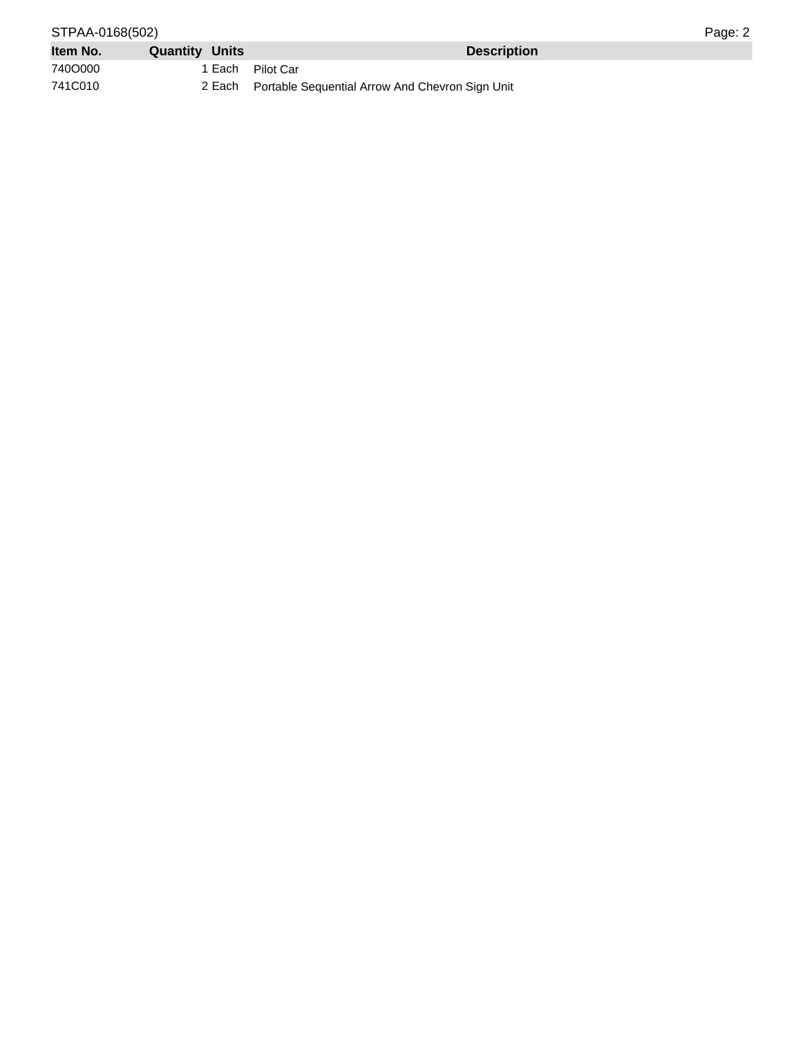| Item No. | Quantity | Units | Description |
| --- | --- | --- | --- |
| 740O000 | 1 | Each | Pilot Car |
| 741C010 | 2 | Each | Portable Sequential Arrow And Chevron Sign Unit |